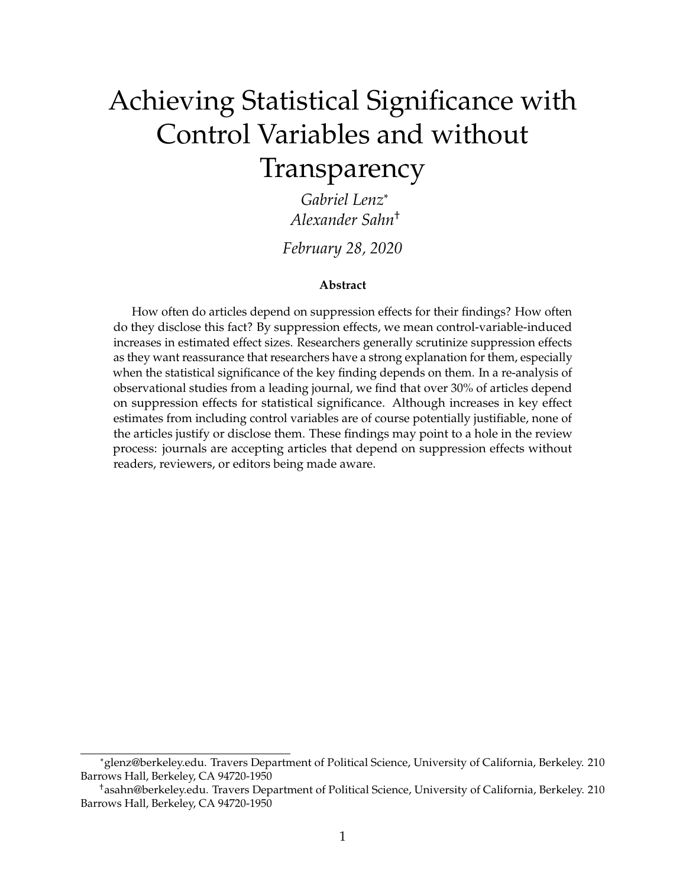# Achieving Statistical Significance with Control Variables and without Transparency

*Gabriel Lenz*[*]
*Alexander Sahn*[†]

*February 28, 2020*

**Abstract**

How often do articles depend on suppression effects for their findings? How often do they disclose this fact? By suppression effects, we mean control-variable-induced increases in estimated effect sizes. Researchers generally scrutinize suppression effects as they want reassurance that researchers have a strong explanation for them, especially when the statistical significance of the key finding depends on them. In a re-analysis of observational studies from a leading journal, we find that over 30% of articles depend on suppression effects for statistical significance. Although increases in key effect estimates from including control variables are of course potentially justifiable, none of the articles justify or disclose them. These findings may point to a hole in the review process: journals are accepting articles that depend on suppression effects without readers, reviewers, or editors being made aware.

---

[*] glenz@berkeley.edu. Travers Department of Political Science, University of California, Berkeley. 210 Barrows Hall, Berkeley, CA 94720-1950

[†] asahn@berkeley.edu. Travers Department of Political Science, University of California, Berkeley. 210 Barrows Hall, Berkeley, CA 94720-1950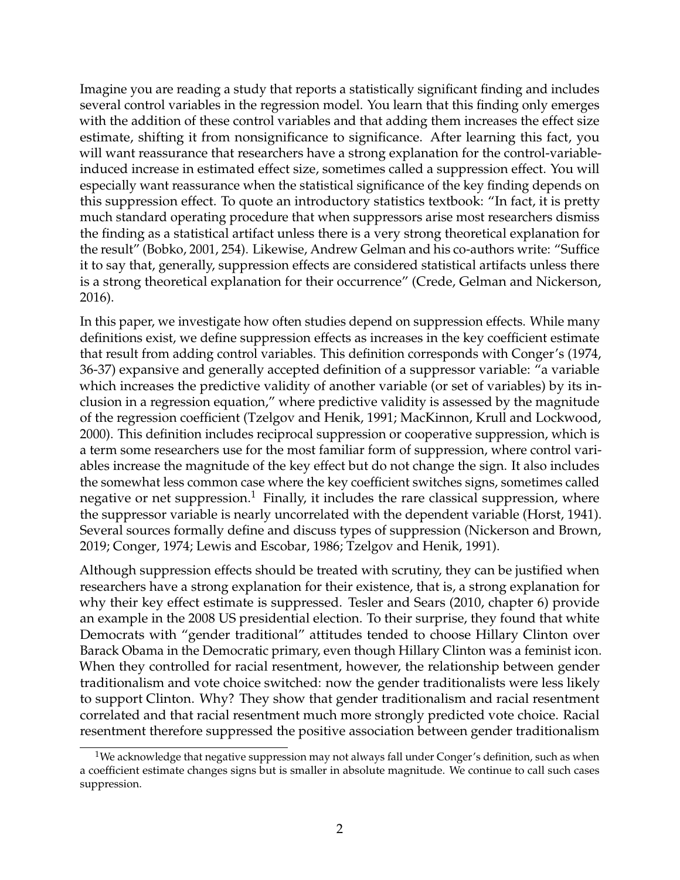Imagine you are reading a study that reports a statistically significant finding and includes several control variables in the regression model. You learn that this finding only emerges with the addition of these control variables and that adding them increases the effect size estimate, shifting it from nonsignificance to significance. After learning this fact, you will want reassurance that researchers have a strong explanation for the control-variable-induced increase in estimated effect size, sometimes called a suppression effect. You will especially want reassurance when the statistical significance of the key finding depends on this suppression effect. To quote an introductory statistics textbook: "In fact, it is pretty much standard operating procedure that when suppressors arise most researchers dismiss the finding as a statistical artifact unless there is a very strong theoretical explanation for the result" (Bobko, 2001, 254). Likewise, Andrew Gelman and his co-authors write: "Suffice it to say that, generally, suppression effects are considered statistical artifacts unless there is a strong theoretical explanation for their occurrence" (Crede, Gelman and Nickerson, 2016).

In this paper, we investigate how often studies depend on suppression effects. While many definitions exist, we define suppression effects as increases in the key coefficient estimate that result from adding control variables. This definition corresponds with Conger's (1974, 36-37) expansive and generally accepted definition of a suppressor variable: "a variable which increases the predictive validity of another variable (or set of variables) by its inclusion in a regression equation," where predictive validity is assessed by the magnitude of the regression coefficient (Tzelgov and Henik, 1991; MacKinnon, Krull and Lockwood, 2000). This definition includes reciprocal suppression or cooperative suppression, which is a term some researchers use for the most familiar form of suppression, where control variables increase the magnitude of the key effect but do not change the sign. It also includes the somewhat less common case where the key coefficient switches signs, sometimes called negative or net suppression.[1] Finally, it includes the rare classical suppression, where the suppressor variable is nearly uncorrelated with the dependent variable (Horst, 1941). Several sources formally define and discuss types of suppression (Nickerson and Brown, 2019; Conger, 1974; Lewis and Escobar, 1986; Tzelgov and Henik, 1991).

Although suppression effects should be treated with scrutiny, they can be justified when researchers have a strong explanation for their existence, that is, a strong explanation for why their key effect estimate is suppressed. Tesler and Sears (2010, chapter 6) provide an example in the 2008 US presidential election. To their surprise, they found that white Democrats with "gender traditional" attitudes tended to choose Hillary Clinton over Barack Obama in the Democratic primary, even though Hillary Clinton was a feminist icon. When they controlled for racial resentment, however, the relationship between gender traditionalism and vote choice switched: now the gender traditionalists were less likely to support Clinton. Why? They show that gender traditionalism and racial resentment correlated and that racial resentment much more strongly predicted vote choice. Racial resentment therefore suppressed the positive association between gender traditionalism

[1] We acknowledge that negative suppression may not always fall under Conger's definition, such as when a coefficient estimate changes signs but is smaller in absolute magnitude. We continue to call such cases suppression.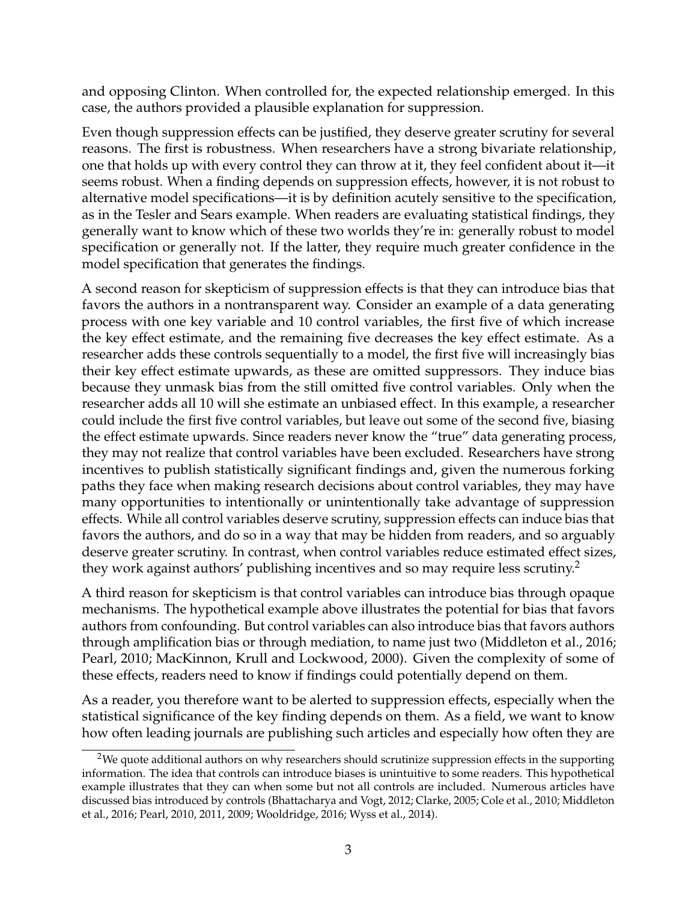and opposing Clinton. When controlled for, the expected relationship emerged. In this case, the authors provided a plausible explanation for suppression.

Even though suppression effects can be justified, they deserve greater scrutiny for several reasons. The first is robustness. When researchers have a strong bivariate relationship, one that holds up with every control they can throw at it, they feel confident about it—it seems robust. When a finding depends on suppression effects, however, it is not robust to alternative model specifications—it is by definition acutely sensitive to the specification, as in the Tesler and Sears example. When readers are evaluating statistical findings, they generally want to know which of these two worlds they're in: generally robust to model specification or generally not. If the latter, they require much greater confidence in the model specification that generates the findings.

A second reason for skepticism of suppression effects is that they can introduce bias that favors the authors in a nontransparent way. Consider an example of a data generating process with one key variable and 10 control variables, the first five of which increase the key effect estimate, and the remaining five decreases the key effect estimate. As a researcher adds these controls sequentially to a model, the first five will increasingly bias their key effect estimate upwards, as these are omitted suppressors. They induce bias because they unmask bias from the still omitted five control variables. Only when the researcher adds all 10 will she estimate an unbiased effect. In this example, a researcher could include the first five control variables, but leave out some of the second five, biasing the effect estimate upwards. Since readers never know the "true" data generating process, they may not realize that control variables have been excluded. Researchers have strong incentives to publish statistically significant findings and, given the numerous forking paths they face when making research decisions about control variables, they may have many opportunities to intentionally or unintentionally take advantage of suppression effects. While all control variables deserve scrutiny, suppression effects can induce bias that favors the authors, and do so in a way that may be hidden from readers, and so arguably deserve greater scrutiny. In contrast, when control variables reduce estimated effect sizes, they work against authors' publishing incentives and so may require less scrutiny.[2]

A third reason for skepticism is that control variables can introduce bias through opaque mechanisms. The hypothetical example above illustrates the potential for bias that favors authors from confounding. But control variables can also introduce bias that favors authors through amplification bias or through mediation, to name just two (Middleton et al., 2016; Pearl, 2010; MacKinnon, Krull and Lockwood, 2000). Given the complexity of some of these effects, readers need to know if findings could potentially depend on them.

As a reader, you therefore want to be alerted to suppression effects, especially when the statistical significance of the key finding depends on them. As a field, we want to know how often leading journals are publishing such articles and especially how often they are

[2] We quote additional authors on why researchers should scrutinize suppression effects in the supporting information. The idea that controls can introduce biases is unintuitive to some readers. This hypothetical example illustrates that they can when some but not all controls are included. Numerous articles have discussed bias introduced by controls (Bhattacharya and Vogt, 2012; Clarke, 2005; Cole et al., 2010; Middleton et al., 2016; Pearl, 2010, 2011, 2009; Wooldridge, 2016; Wyss et al., 2014).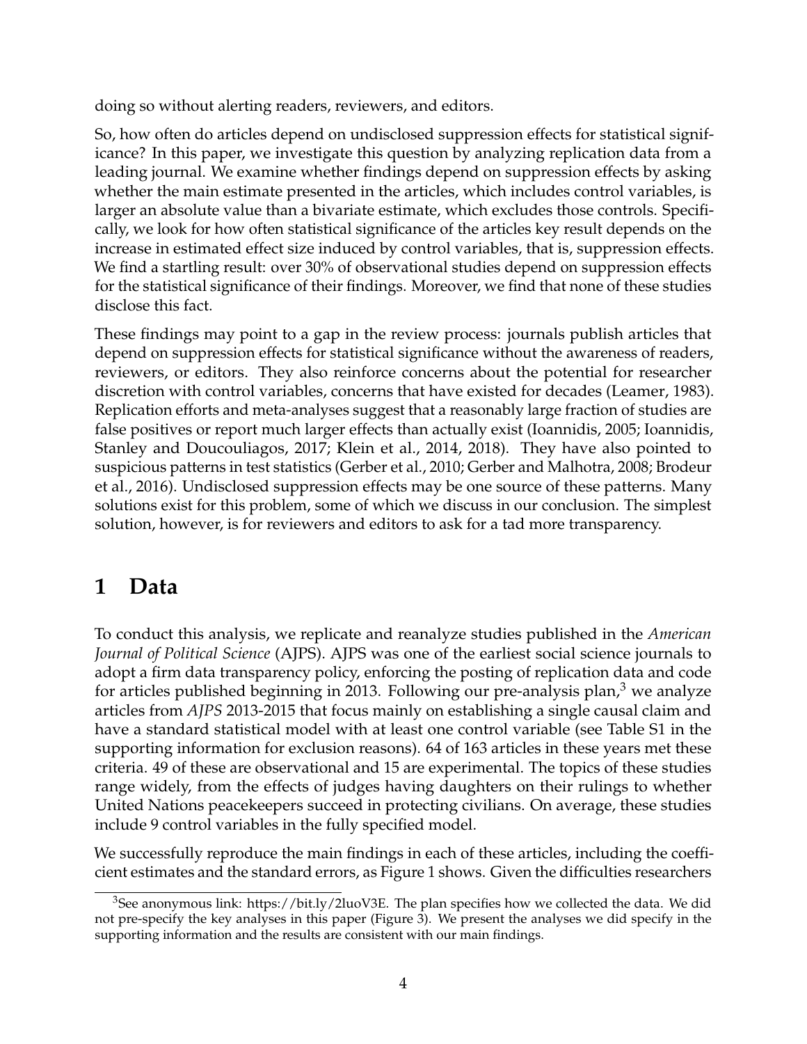doing so without alerting readers, reviewers, and editors.

So, how often do articles depend on undisclosed suppression effects for statistical significance? In this paper, we investigate this question by analyzing replication data from a leading journal. We examine whether findings depend on suppression effects by asking whether the main estimate presented in the articles, which includes control variables, is larger an absolute value than a bivariate estimate, which excludes those controls. Specifically, we look for how often statistical significance of the articles key result depends on the increase in estimated effect size induced by control variables, that is, suppression effects. We find a startling result: over 30% of observational studies depend on suppression effects for the statistical significance of their findings. Moreover, we find that none of these studies disclose this fact.

These findings may point to a gap in the review process: journals publish articles that depend on suppression effects for statistical significance without the awareness of readers, reviewers, or editors. They also reinforce concerns about the potential for researcher discretion with control variables, concerns that have existed for decades (Leamer, 1983). Replication efforts and meta-analyses suggest that a reasonably large fraction of studies are false positives or report much larger effects than actually exist (Ioannidis, 2005; Ioannidis, Stanley and Doucouliagos, 2017; Klein et al., 2014, 2018). They have also pointed to suspicious patterns in test statistics (Gerber et al., 2010; Gerber and Malhotra, 2008; Brodeur et al., 2016). Undisclosed suppression effects may be one source of these patterns. Many solutions exist for this problem, some of which we discuss in our conclusion. The simplest solution, however, is for reviewers and editors to ask for a tad more transparency.

# 1 Data

To conduct this analysis, we replicate and reanalyze studies published in the *American Journal of Political Science* (AJPS). AJPS was one of the earliest social science journals to adopt a firm data transparency policy, enforcing the posting of replication data and code for articles published beginning in 2013. Following our pre-analysis plan,[3] we analyze articles from *AJPS* 2013-2015 that focus mainly on establishing a single causal claim and have a standard statistical model with at least one control variable (see Table S1 in the supporting information for exclusion reasons). 64 of 163 articles in these years met these criteria. 49 of these are observational and 15 are experimental. The topics of these studies range widely, from the effects of judges having daughters on their rulings to whether United Nations peacekeepers succeed in protecting civilians. On average, these studies include 9 control variables in the fully specified model.

We successfully reproduce the main findings in each of these articles, including the coefficient estimates and the standard errors, as Figure 1 shows. Given the difficulties researchers

[3] See anonymous link: https://bit.ly/2luoV3E. The plan specifies how we collected the data. We did not pre-specify the key analyses in this paper (Figure 3). We present the analyses we did specify in the supporting information and the results are consistent with our main findings.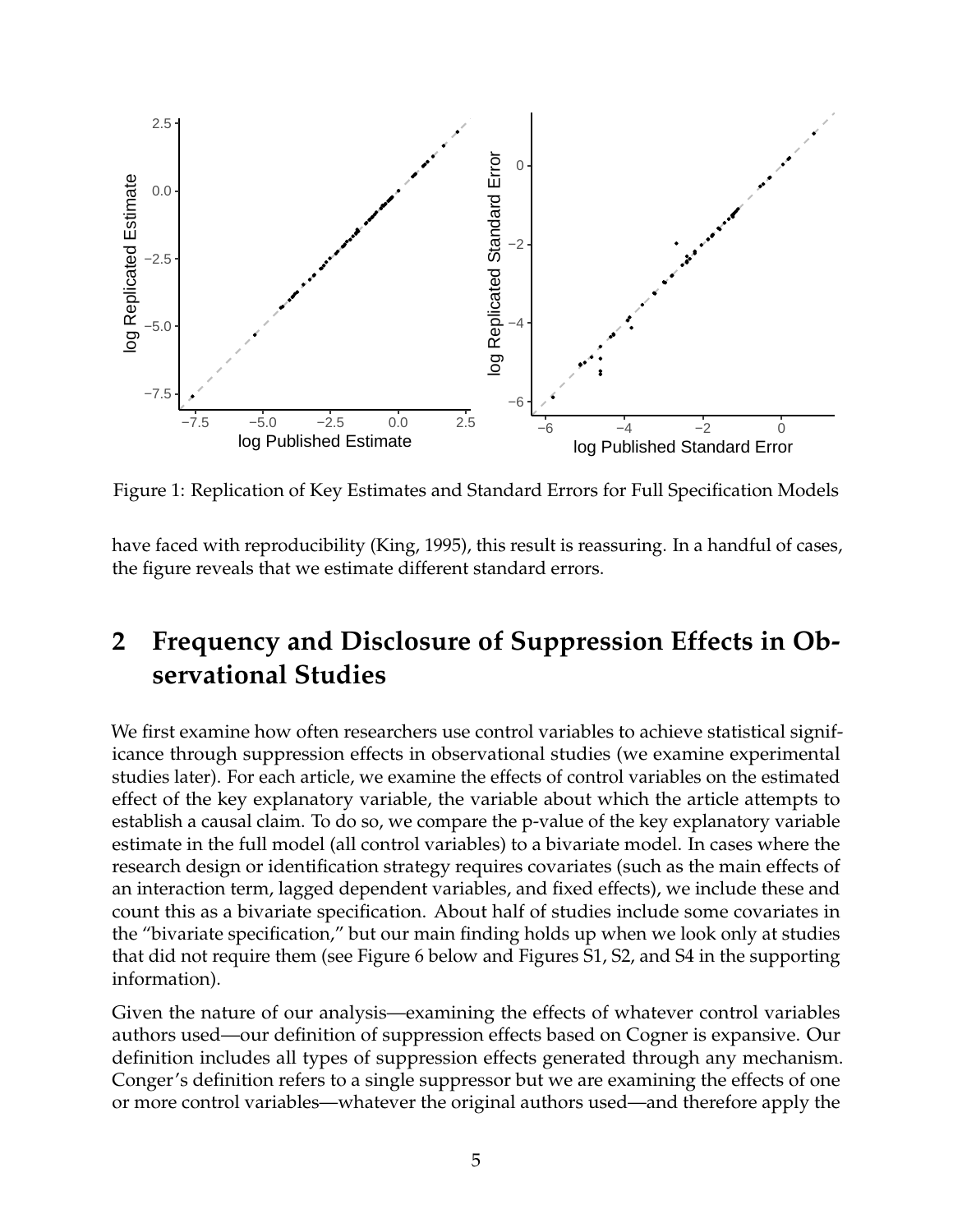Figure 1: Replication of Key Estimates and Standard Errors for Full Specification Models

have faced with reproducibility (King, 1995), this result is reassuring. In a handful of cases, the figure reveals that we estimate different standard errors.

## 2 Frequency and Disclosure of Suppression Effects in Observational Studies

We first examine how often researchers use control variables to achieve statistical significance through suppression effects in observational studies (we examine experimental studies later). For each article, we examine the effects of control variables on the estimated effect of the key explanatory variable, the variable about which the article attempts to establish a causal claim. To do so, we compare the p-value of the key explanatory variable estimate in the full model (all control variables) to a bivariate model. In cases where the research design or identification strategy requires covariates (such as the main effects of an interaction term, lagged dependent variables, and fixed effects), we include these and count this as a bivariate specification. About half of studies include some covariates in the "bivariate specification," but our main finding holds up when we look only at studies that did not require them (see Figure 6 below and Figures S1, S2, and S4 in the supporting information).

Given the nature of our analysis—examining the effects of whatever control variables authors used—our definition of suppression effects based on Cogner is expansive. Our definition includes all types of suppression effects generated through any mechanism. Conger's definition refers to a single suppressor but we are examining the effects of one or more control variables—whatever the original authors used—and therefore apply the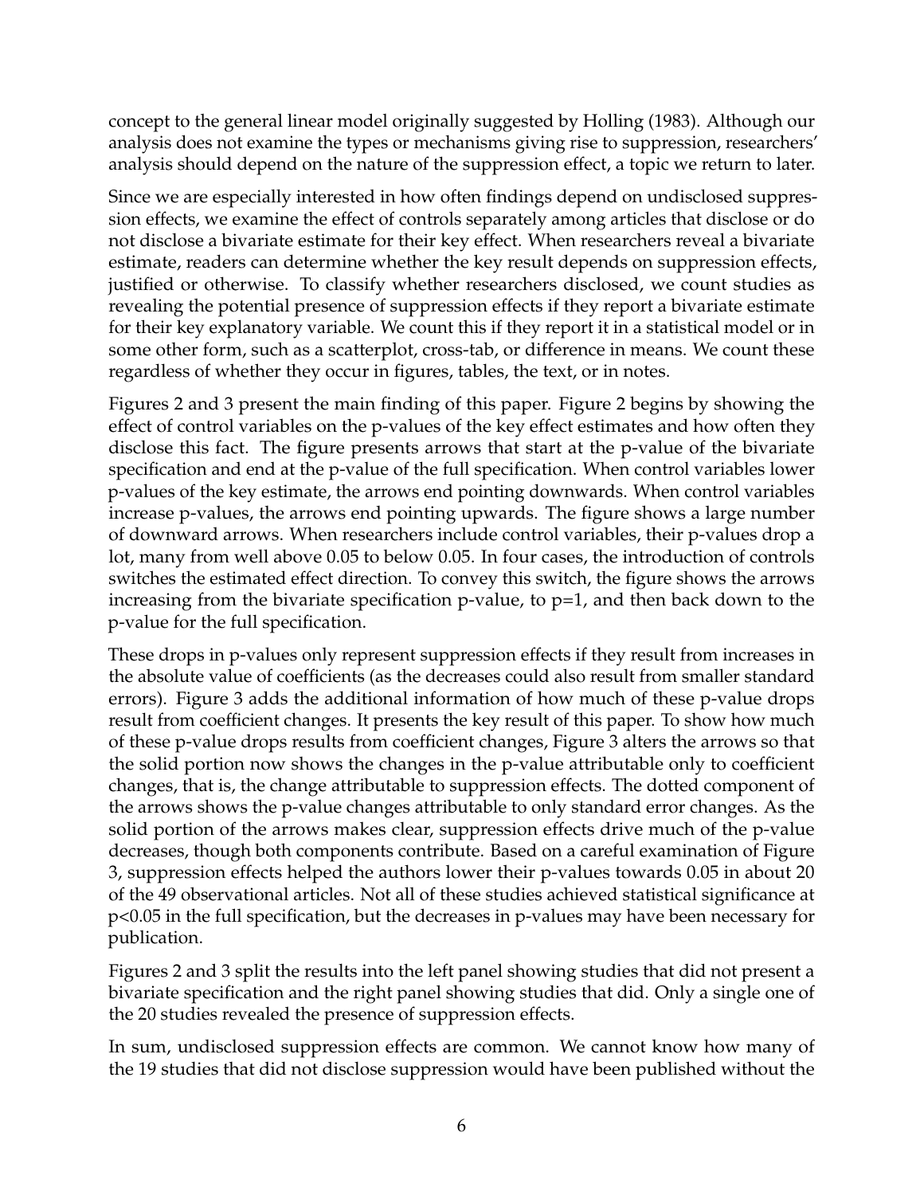concept to the general linear model originally suggested by Holling (1983). Although our analysis does not examine the types or mechanisms giving rise to suppression, researchers' analysis should depend on the nature of the suppression effect, a topic we return to later.

Since we are especially interested in how often findings depend on undisclosed suppression effects, we examine the effect of controls separately among articles that disclose or do not disclose a bivariate estimate for their key effect. When researchers reveal a bivariate estimate, readers can determine whether the key result depends on suppression effects, justified or otherwise. To classify whether researchers disclosed, we count studies as revealing the potential presence of suppression effects if they report a bivariate estimate for their key explanatory variable. We count this if they report it in a statistical model or in some other form, such as a scatterplot, cross-tab, or difference in means. We count these regardless of whether they occur in figures, tables, the text, or in notes.

Figures 2 and 3 present the main finding of this paper. Figure 2 begins by showing the effect of control variables on the p-values of the key effect estimates and how often they disclose this fact. The figure presents arrows that start at the p-value of the bivariate specification and end at the p-value of the full specification. When control variables lower p-values of the key estimate, the arrows end pointing downwards. When control variables increase p-values, the arrows end pointing upwards. The figure shows a large number of downward arrows. When researchers include control variables, their p-values drop a lot, many from well above 0.05 to below 0.05. In four cases, the introduction of controls switches the estimated effect direction. To convey this switch, the figure shows the arrows increasing from the bivariate specification p-value, to p=1, and then back down to the p-value for the full specification.

These drops in p-values only represent suppression effects if they result from increases in the absolute value of coefficients (as the decreases could also result from smaller standard errors). Figure 3 adds the additional information of how much of these p-value drops result from coefficient changes. It presents the key result of this paper. To show how much of these p-value drops results from coefficient changes, Figure 3 alters the arrows so that the solid portion now shows the changes in the p-value attributable only to coefficient changes, that is, the change attributable to suppression effects. The dotted component of the arrows shows the p-value changes attributable to only standard error changes. As the solid portion of the arrows makes clear, suppression effects drive much of the p-value decreases, though both components contribute. Based on a careful examination of Figure 3, suppression effects helped the authors lower their p-values towards 0.05 in about 20 of the 49 observational articles. Not all of these studies achieved statistical significance at $p<0.05$ in the full specification, but the decreases in p-values may have been necessary for publication.

Figures 2 and 3 split the results into the left panel showing studies that did not present a bivariate specification and the right panel showing studies that did. Only a single one of the 20 studies revealed the presence of suppression effects.

In sum, undisclosed suppression effects are common. We cannot know how many of the 19 studies that did not disclose suppression would have been published without the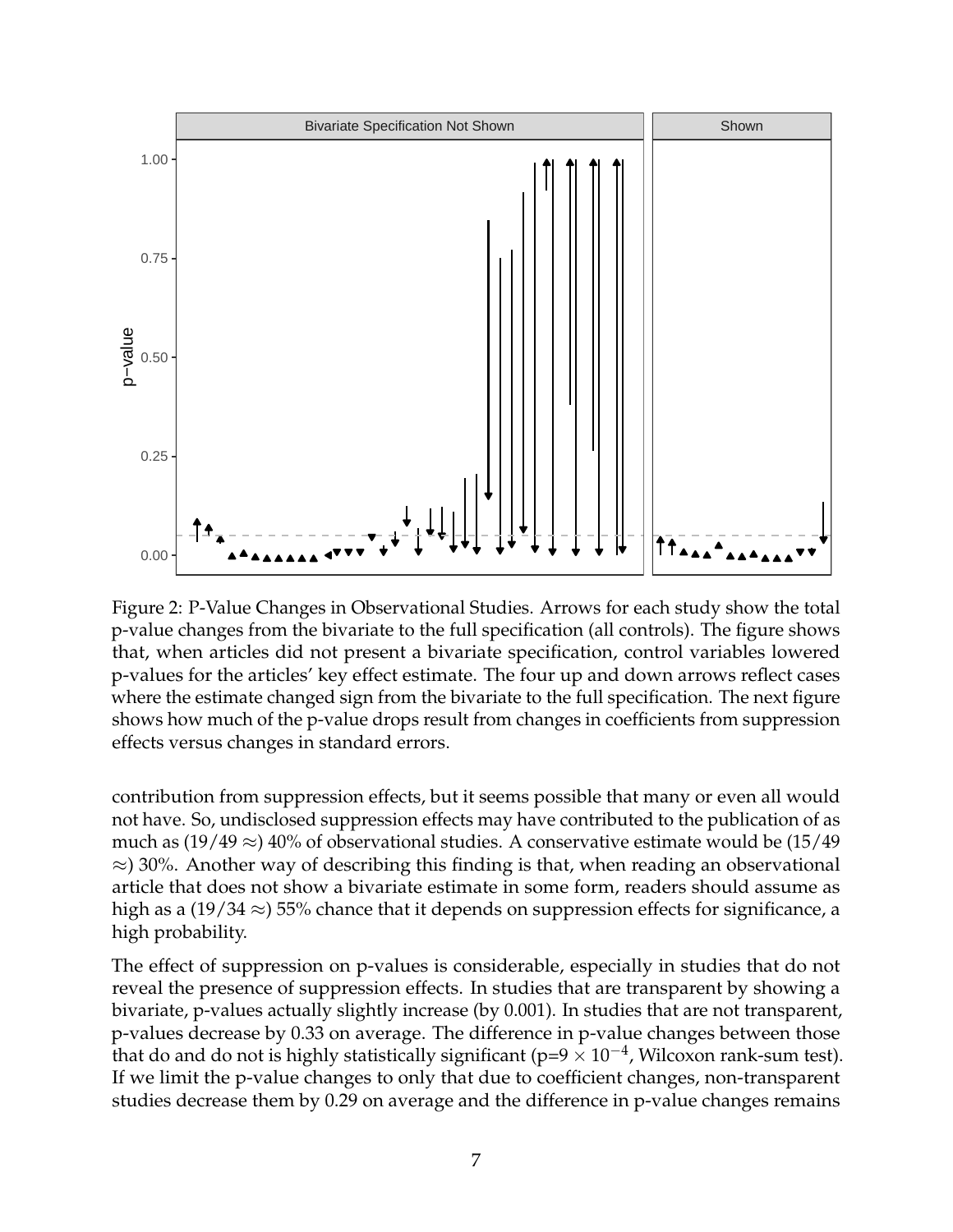Figure 2: P-Value Changes in Observational Studies. Arrows for each study show the total p-value changes from the bivariate to the full specification (all controls). The figure shows that, when articles did not present a bivariate specification, control variables lowered p-values for the articles' key effect estimate. The four up and down arrows reflect cases where the estimate changed sign from the bivariate to the full specification. The next figure shows how much of the p-value drops result from changes in coefficients from suppression effects versus changes in standard errors.

contribution from suppression effects, but it seems possible that many or even all would not have. So, undisclosed suppression effects may have contributed to the publication of as much as ($19/49 \approx$) 40% of observational studies. A conservative estimate would be ($15/49 \approx$) 30%. Another way of describing this finding is that, when reading an observational article that does not show a bivariate estimate in some form, readers should assume as high as a ($19/34 \approx$) 55% chance that it depends on suppression effects for significance, a high probability.

The effect of suppression on p-values is considerable, especially in studies that do not reveal the presence of suppression effects. In studies that are transparent by showing a bivariate, p-values actually slightly increase (by 0.001). In studies that are not transparent, p-values decrease by 0.33 on average. The difference in p-value changes between those that do and do not is highly statistically significant ($p=9 \times 10^{-4}$, Wilcoxon rank-sum test). If we limit the p-value changes to only that due to coefficient changes, non-transparent studies decrease them by 0.29 on average and the difference in p-value changes remains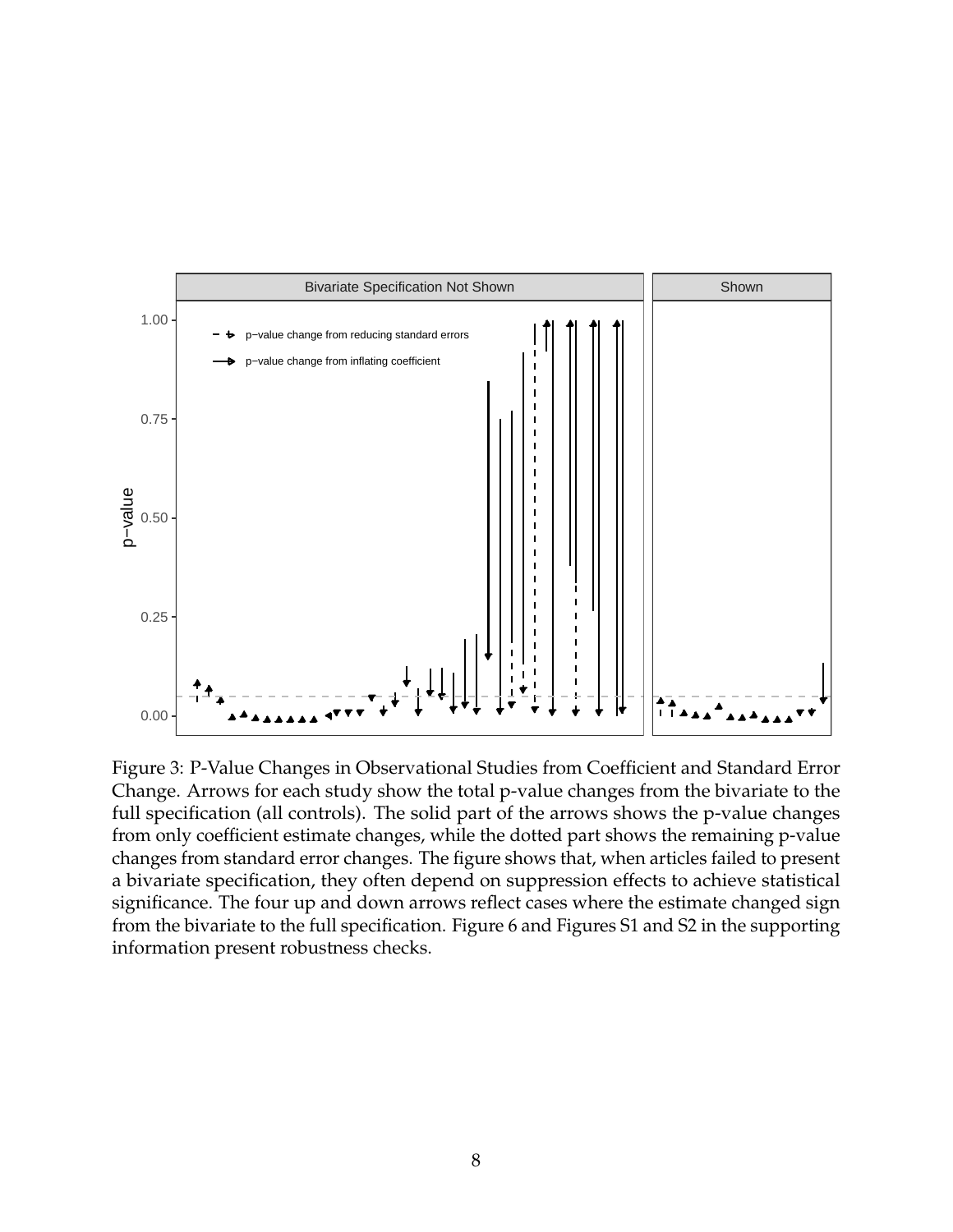Figure 3: P-Value Changes in Observational Studies from Coefficient and Standard Error Change. Arrows for each study show the total p-value changes from the bivariate to the full specification (all controls). The solid part of the arrows shows the p-value changes from only coefficient estimate changes, while the dotted part shows the remaining p-value changes from standard error changes. The figure shows that, when articles failed to present a bivariate specification, they often depend on suppression effects to achieve statistical significance. The four up and down arrows reflect cases where the estimate changed sign from the bivariate to the full specification. Figure 6 and Figures S1 and S2 in the supporting information present robustness checks.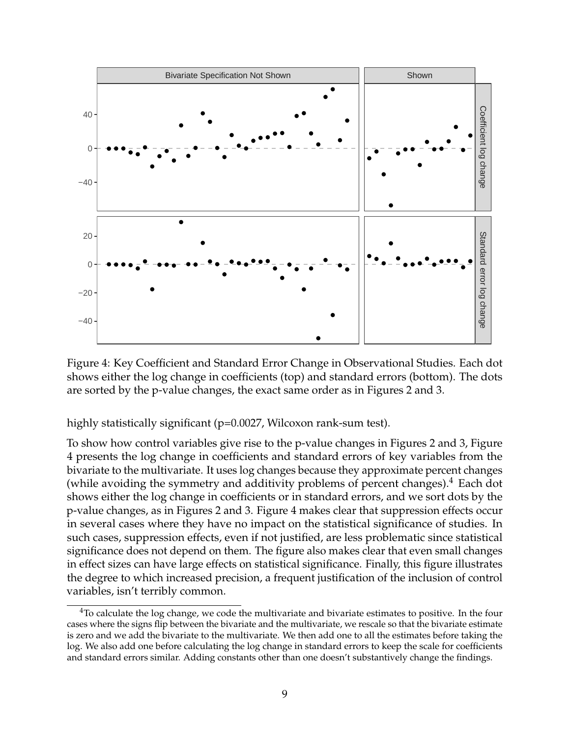Figure 4: Key Coefficient and Standard Error Change in Observational Studies. Each dot shows either the log change in coefficients (top) and standard errors (bottom). The dots are sorted by the p-value changes, the exact same order as in Figures 2 and 3.

highly statistically significant (p=0.0027, Wilcoxon rank-sum test).

To show how control variables give rise to the p-value changes in Figures 2 and 3, Figure 4 presents the log change in coefficients and standard errors of key variables from the bivariate to the multivariate. It uses log changes because they approximate percent changes (while avoiding the symmetry and additivity problems of percent changes).[4] Each dot shows either the log change in coefficients or in standard errors, and we sort dots by the p-value changes, as in Figures 2 and 3. Figure 4 makes clear that suppression effects occur in several cases where they have no impact on the statistical significance of studies. In such cases, suppression effects, even if not justified, are less problematic since statistical significance does not depend on them. The figure also makes clear that even small changes in effect sizes can have large effects on statistical significance. Finally, this figure illustrates the degree to which increased precision, a frequent justification of the inclusion of control variables, isn't terribly common.

[4]To calculate the log change, we code the multivariate and bivariate estimates to positive. In the four cases where the signs flip between the bivariate and the multivariate, we rescale so that the bivariate estimate is zero and we add the bivariate to the multivariate. We then add one to all the estimates before taking the log. We also add one before calculating the log change in standard errors to keep the scale for coefficients and standard errors similar. Adding constants other than one doesn't substantively change the findings.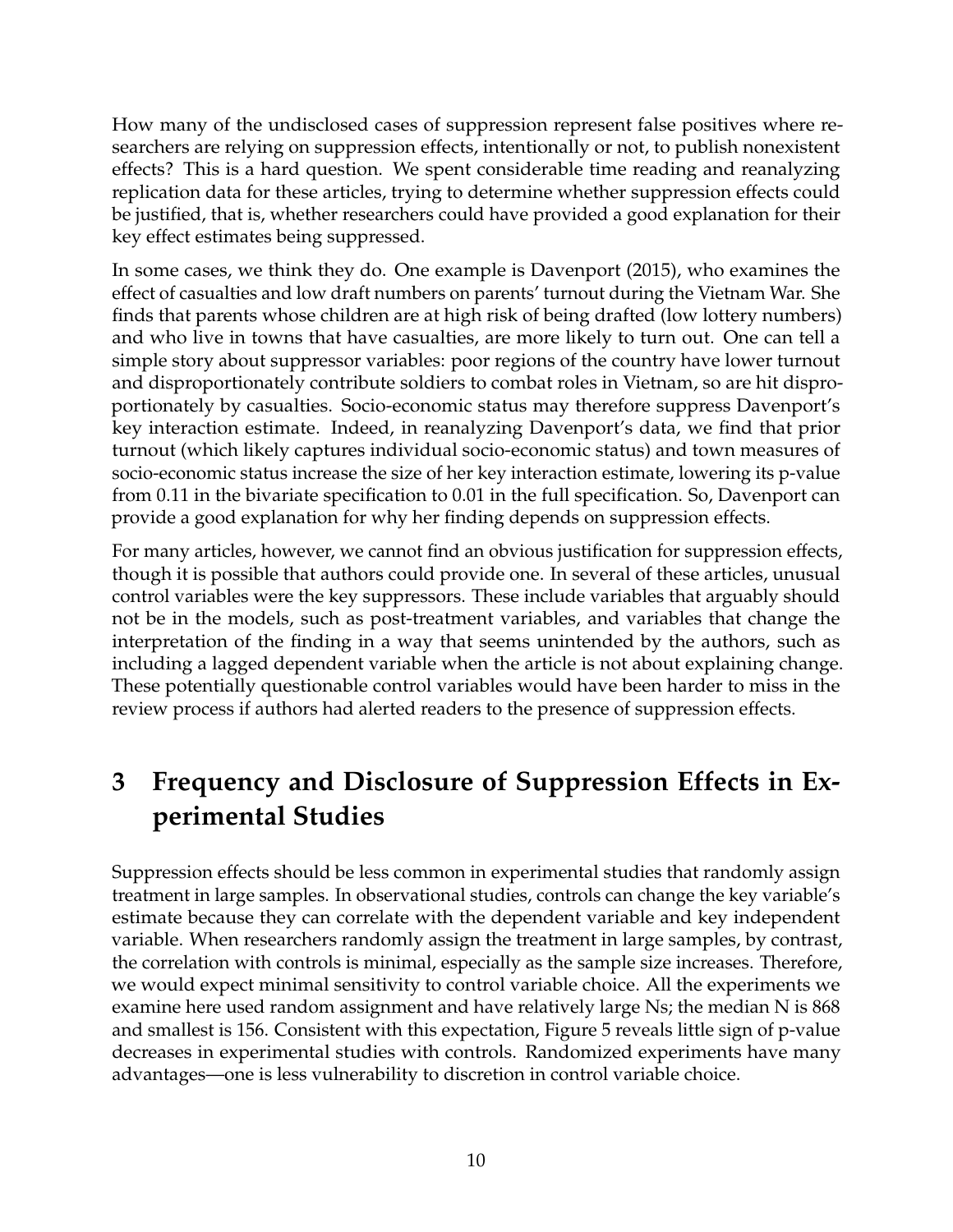How many of the undisclosed cases of suppression represent false positives where researchers are relying on suppression effects, intentionally or not, to publish nonexistent effects? This is a hard question. We spent considerable time reading and reanalyzing replication data for these articles, trying to determine whether suppression effects could be justified, that is, whether researchers could have provided a good explanation for their key effect estimates being suppressed.

In some cases, we think they do. One example is Davenport (2015), who examines the effect of casualties and low draft numbers on parents' turnout during the Vietnam War. She finds that parents whose children are at high risk of being drafted (low lottery numbers) and who live in towns that have casualties, are more likely to turn out. One can tell a simple story about suppressor variables: poor regions of the country have lower turnout and disproportionately contribute soldiers to combat roles in Vietnam, so are hit disproportionately by casualties. Socio-economic status may therefore suppress Davenport's key interaction estimate. Indeed, in reanalyzing Davenport's data, we find that prior turnout (which likely captures individual socio-economic status) and town measures of socio-economic status increase the size of her key interaction estimate, lowering its p-value from 0.11 in the bivariate specification to 0.01 in the full specification. So, Davenport can provide a good explanation for why her finding depends on suppression effects.

For many articles, however, we cannot find an obvious justification for suppression effects, though it is possible that authors could provide one. In several of these articles, unusual control variables were the key suppressors. These include variables that arguably should not be in the models, such as post-treatment variables, and variables that change the interpretation of the finding in a way that seems unintended by the authors, such as including a lagged dependent variable when the article is not about explaining change. These potentially questionable control variables would have been harder to miss in the review process if authors had alerted readers to the presence of suppression effects.

# 3 Frequency and Disclosure of Suppression Effects in Experimental Studies

Suppression effects should be less common in experimental studies that randomly assign treatment in large samples. In observational studies, controls can change the key variable's estimate because they can correlate with the dependent variable and key independent variable. When researchers randomly assign the treatment in large samples, by contrast, the correlation with controls is minimal, especially as the sample size increases. Therefore, we would expect minimal sensitivity to control variable choice. All the experiments we examine here used random assignment and have relatively large Ns; the median N is 868 and smallest is 156. Consistent with this expectation, Figure 5 reveals little sign of p-value decreases in experimental studies with controls. Randomized experiments have many advantages—one is less vulnerability to discretion in control variable choice.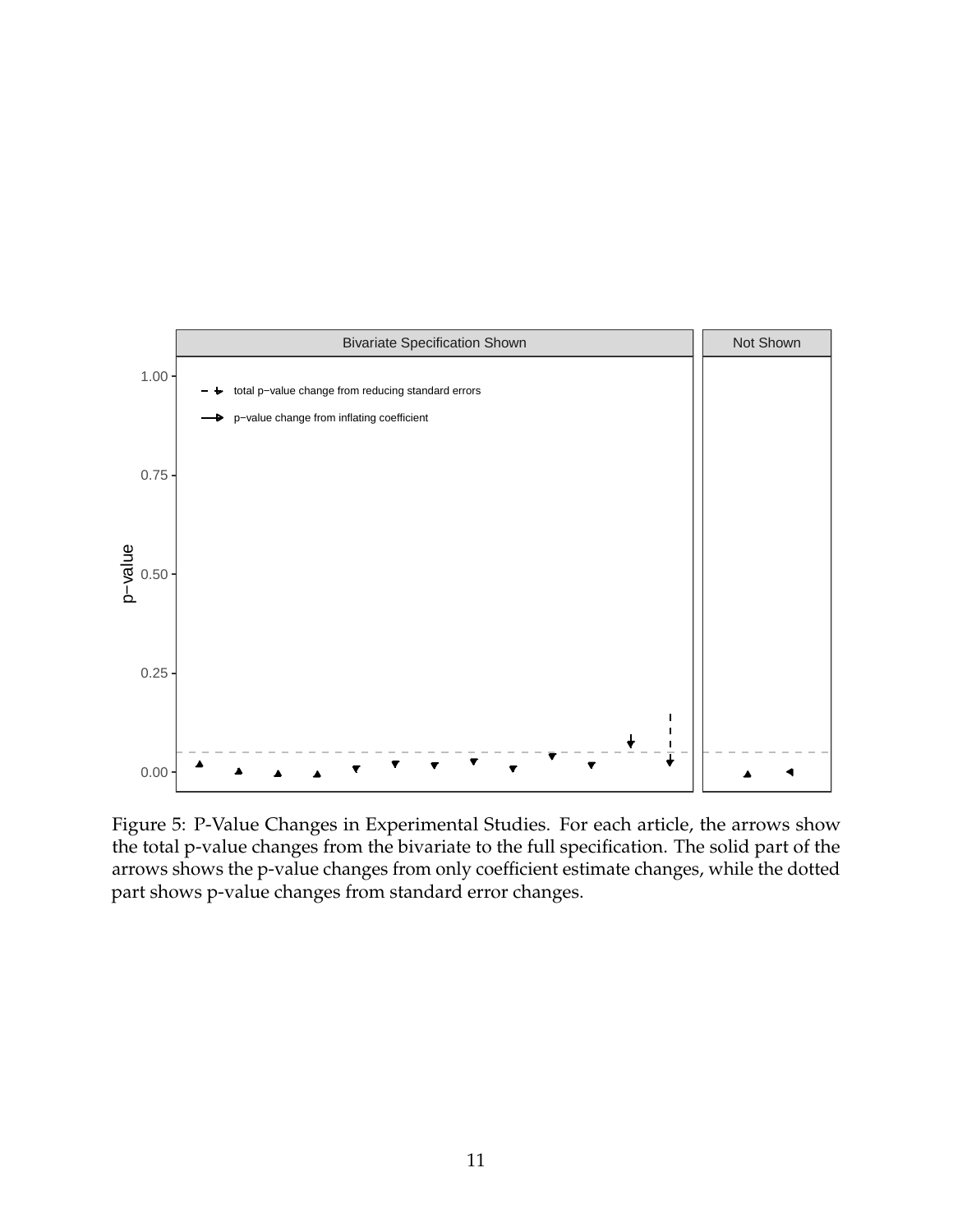Figure 5: P-Value Changes in Experimental Studies. For each article, the arrows show the total p-value changes from the bivariate to the full specification. The solid part of the arrows shows the p-value changes from only coefficient estimate changes, while the dotted part shows p-value changes from standard error changes.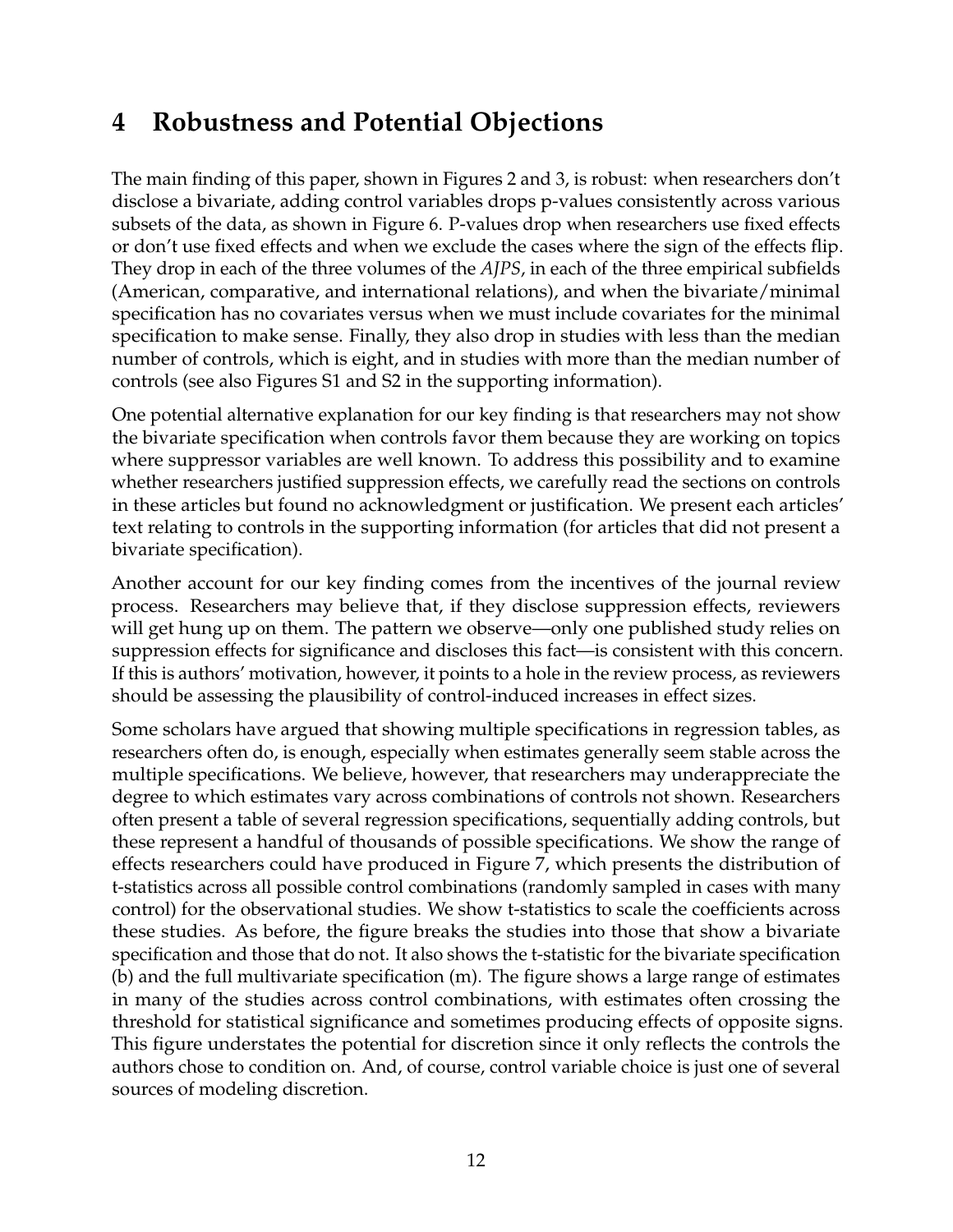# 4 Robustness and Potential Objections

The main finding of this paper, shown in Figures 2 and 3, is robust: when researchers don't disclose a bivariate, adding control variables drops p-values consistently across various subsets of the data, as shown in Figure 6. P-values drop when researchers use fixed effects or don't use fixed effects and when we exclude the cases where the sign of the effects flip. They drop in each of the three volumes of the *AJPS*, in each of the three empirical subfields (American, comparative, and international relations), and when the bivariate/minimal specification has no covariates versus when we must include covariates for the minimal specification to make sense. Finally, they also drop in studies with less than the median number of controls, which is eight, and in studies with more than the median number of controls (see also Figures S1 and S2 in the supporting information).

One potential alternative explanation for our key finding is that researchers may not show the bivariate specification when controls favor them because they are working on topics where suppressor variables are well known. To address this possibility and to examine whether researchers justified suppression effects, we carefully read the sections on controls in these articles but found no acknowledgment or justification. We present each articles' text relating to controls in the supporting information (for articles that did not present a bivariate specification).

Another account for our key finding comes from the incentives of the journal review process. Researchers may believe that, if they disclose suppression effects, reviewers will get hung up on them. The pattern we observe—only one published study relies on suppression effects for significance and discloses this fact—is consistent with this concern. If this is authors' motivation, however, it points to a hole in the review process, as reviewers should be assessing the plausibility of control-induced increases in effect sizes.

Some scholars have argued that showing multiple specifications in regression tables, as researchers often do, is enough, especially when estimates generally seem stable across the multiple specifications. We believe, however, that researchers may underappreciate the degree to which estimates vary across combinations of controls not shown. Researchers often present a table of several regression specifications, sequentially adding controls, but these represent a handful of thousands of possible specifications. We show the range of effects researchers could have produced in Figure 7, which presents the distribution of t-statistics across all possible control combinations (randomly sampled in cases with many control) for the observational studies. We show t-statistics to scale the coefficients across these studies. As before, the figure breaks the studies into those that show a bivariate specification and those that do not. It also shows the t-statistic for the bivariate specification (b) and the full multivariate specification (m). The figure shows a large range of estimates in many of the studies across control combinations, with estimates often crossing the threshold for statistical significance and sometimes producing effects of opposite signs. This figure understates the potential for discretion since it only reflects the controls the authors chose to condition on. And, of course, control variable choice is just one of several sources of modeling discretion.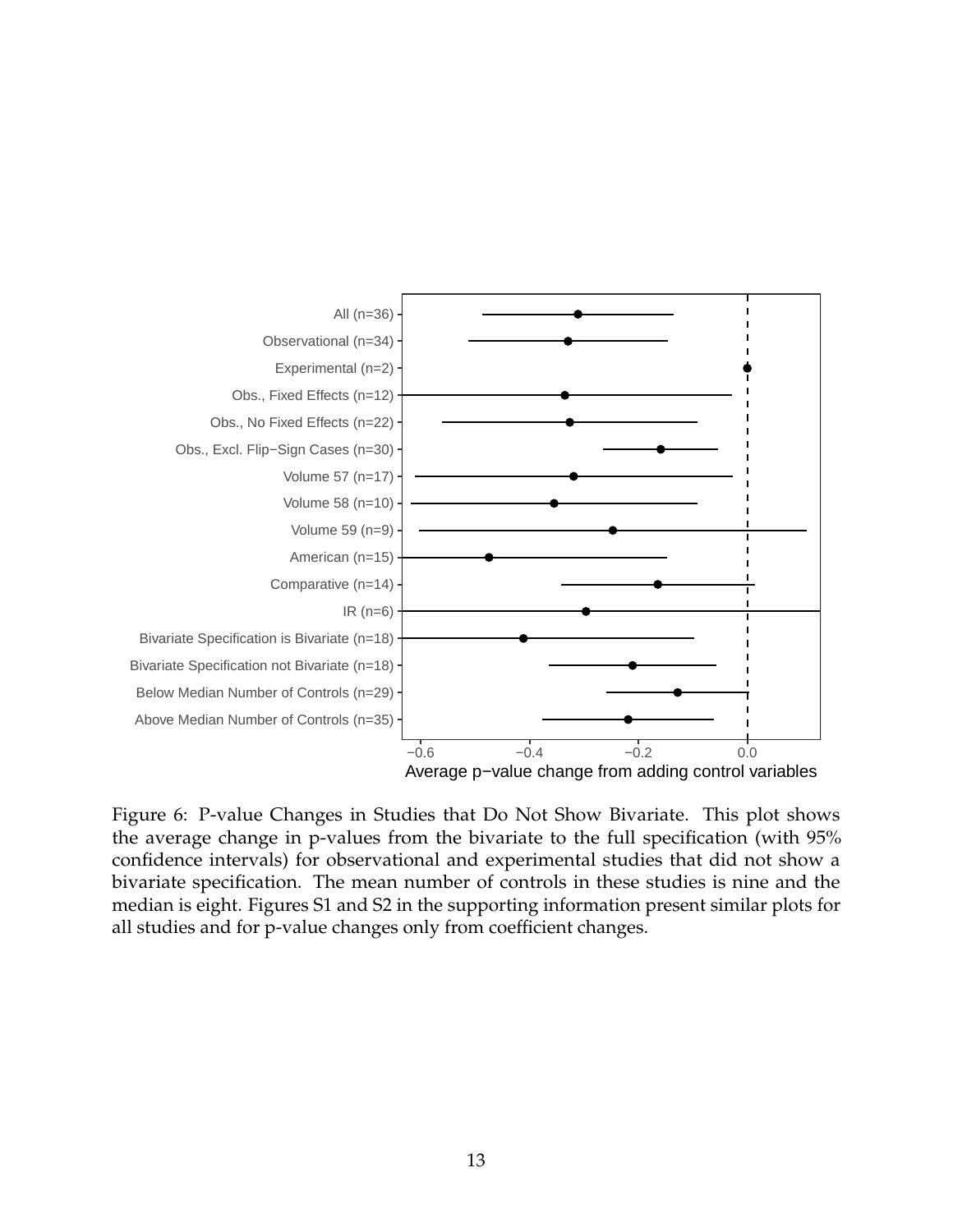Figure 6: P-value Changes in Studies that Do Not Show Bivariate. This plot shows the average change in p-values from the bivariate to the full specification (with 95% confidence intervals) for observational and experimental studies that did not show a bivariate specification. The mean number of controls in these studies is nine and the median is eight. Figures S1 and S2 in the supporting information present similar plots for all studies and for p-value changes only from coefficient changes.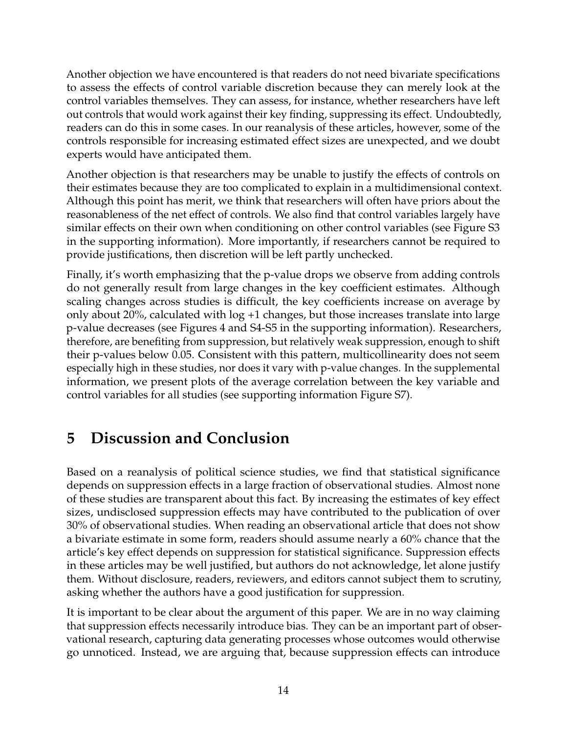Another objection we have encountered is that readers do not need bivariate specifications to assess the effects of control variable discretion because they can merely look at the control variables themselves. They can assess, for instance, whether researchers have left out controls that would work against their key finding, suppressing its effect. Undoubtedly, readers can do this in some cases. In our reanalysis of these articles, however, some of the controls responsible for increasing estimated effect sizes are unexpected, and we doubt experts would have anticipated them.

Another objection is that researchers may be unable to justify the effects of controls on their estimates because they are too complicated to explain in a multidimensional context. Although this point has merit, we think that researchers will often have priors about the reasonableness of the net effect of controls. We also find that control variables largely have similar effects on their own when conditioning on other control variables (see Figure S3 in the supporting information). More importantly, if researchers cannot be required to provide justifications, then discretion will be left partly unchecked.

Finally, it's worth emphasizing that the p-value drops we observe from adding controls do not generally result from large changes in the key coefficient estimates. Although scaling changes across studies is difficult, the key coefficients increase on average by only about 20%, calculated with log +1 changes, but those increases translate into large p-value decreases (see Figures 4 and S4-S5 in the supporting information). Researchers, therefore, are benefiting from suppression, but relatively weak suppression, enough to shift their p-values below 0.05. Consistent with this pattern, multicollinearity does not seem especially high in these studies, nor does it vary with p-value changes. In the supplemental information, we present plots of the average correlation between the key variable and control variables for all studies (see supporting information Figure S7).

# 5 Discussion and Conclusion

Based on a reanalysis of political science studies, we find that statistical significance depends on suppression effects in a large fraction of observational studies. Almost none of these studies are transparent about this fact. By increasing the estimates of key effect sizes, undisclosed suppression effects may have contributed to the publication of over 30% of observational studies. When reading an observational article that does not show a bivariate estimate in some form, readers should assume nearly a 60% chance that the article's key effect depends on suppression for statistical significance. Suppression effects in these articles may be well justified, but authors do not acknowledge, let alone justify them. Without disclosure, readers, reviewers, and editors cannot subject them to scrutiny, asking whether the authors have a good justification for suppression.

It is important to be clear about the argument of this paper. We are in no way claiming that suppression effects necessarily introduce bias. They can be an important part of observational research, capturing data generating processes whose outcomes would otherwise go unnoticed. Instead, we are arguing that, because suppression effects can introduce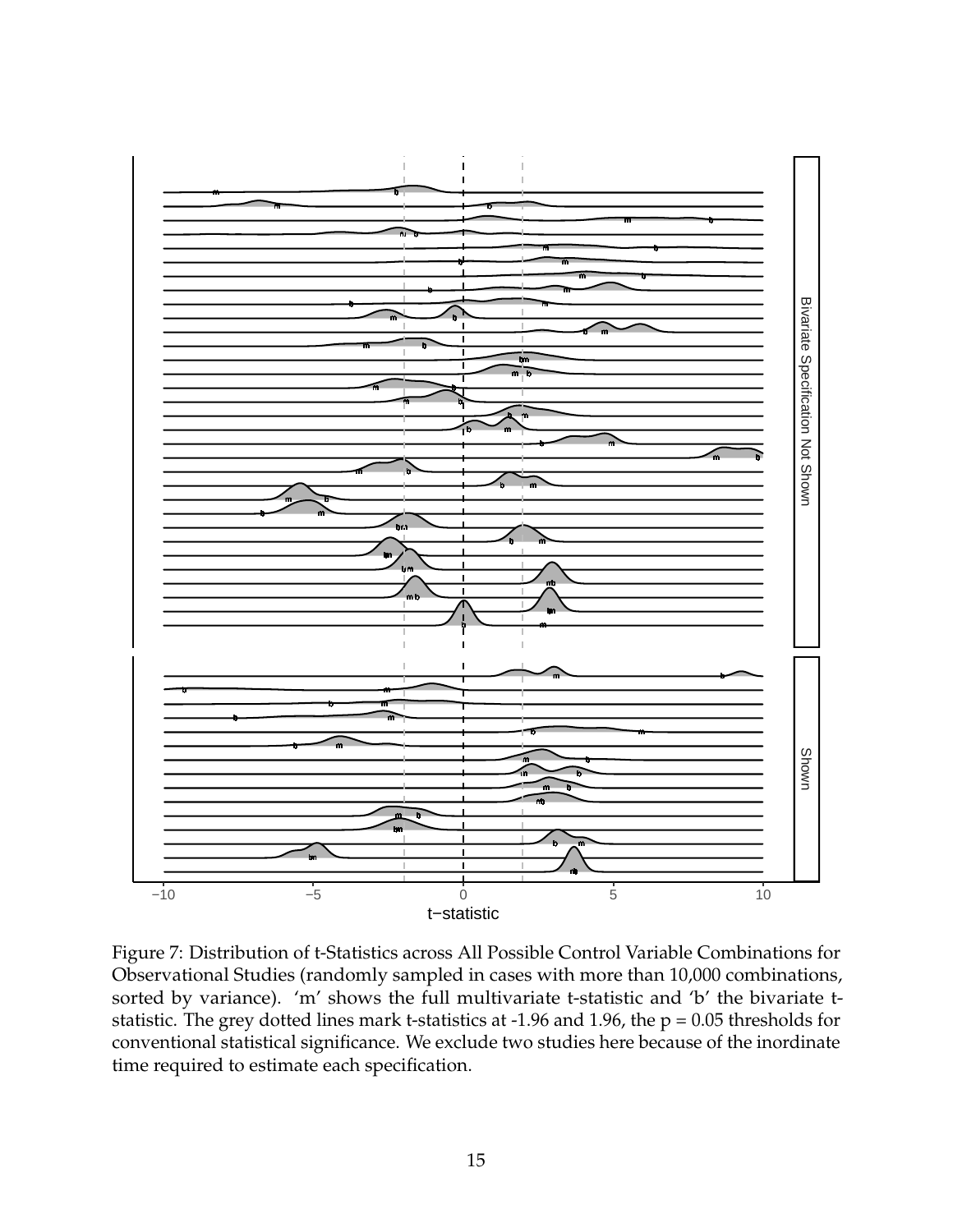Figure 7: Distribution of t-Statistics across All Possible Control Variable Combinations for Observational Studies (randomly sampled in cases with more than 10,000 combinations, sorted by variance). 'm' shows the full multivariate t-statistic and 'b' the bivariate t-statistic. The grey dotted lines mark t-statistics at -1.96 and 1.96, the p = 0.05 thresholds for conventional statistical significance. We exclude two studies here because of the inordinate time required to estimate each specification.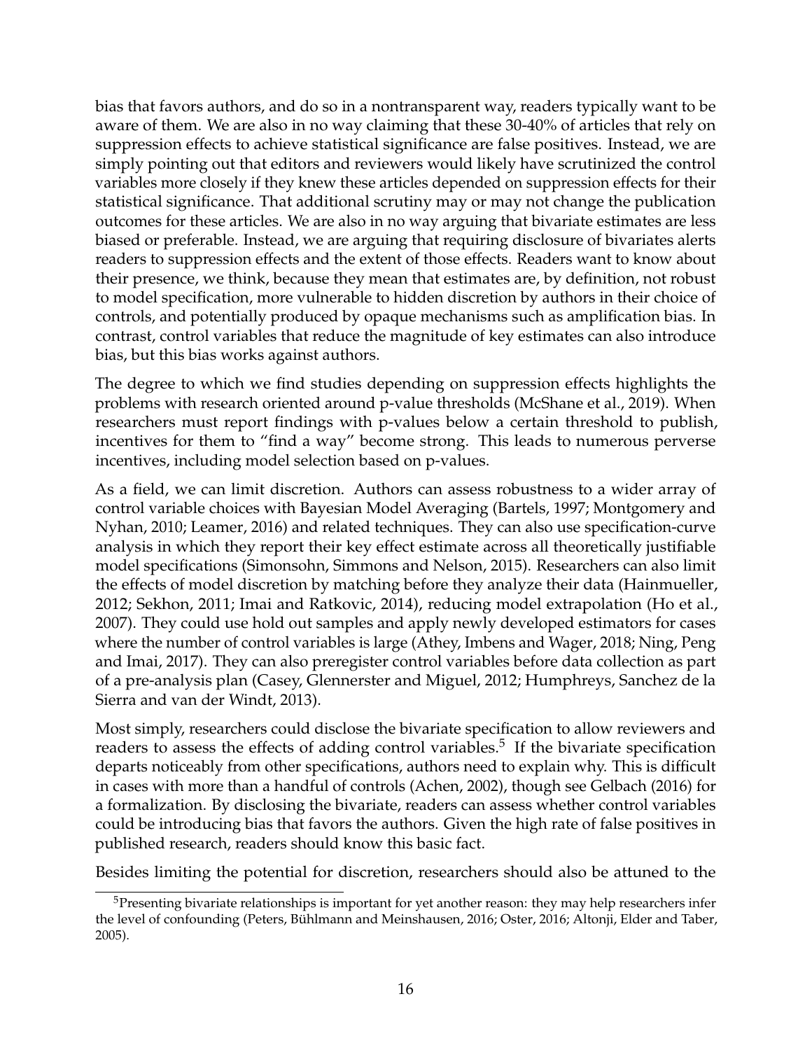bias that favors authors, and do so in a nontransparent way, readers typically want to be aware of them. We are also in no way claiming that these 30-40% of articles that rely on suppression effects to achieve statistical significance are false positives. Instead, we are simply pointing out that editors and reviewers would likely have scrutinized the control variables more closely if they knew these articles depended on suppression effects for their statistical significance. That additional scrutiny may or may not change the publication outcomes for these articles. We are also in no way arguing that bivariate estimates are less biased or preferable. Instead, we are arguing that requiring disclosure of bivariates alerts readers to suppression effects and the extent of those effects. Readers want to know about their presence, we think, because they mean that estimates are, by definition, not robust to model specification, more vulnerable to hidden discretion by authors in their choice of controls, and potentially produced by opaque mechanisms such as amplification bias. In contrast, control variables that reduce the magnitude of key estimates can also introduce bias, but this bias works against authors.

The degree to which we find studies depending on suppression effects highlights the problems with research oriented around p-value thresholds (McShane et al., 2019). When researchers must report findings with p-values below a certain threshold to publish, incentives for them to "find a way" become strong. This leads to numerous perverse incentives, including model selection based on p-values.

As a field, we can limit discretion. Authors can assess robustness to a wider array of control variable choices with Bayesian Model Averaging (Bartels, 1997; Montgomery and Nyhan, 2010; Leamer, 2016) and related techniques. They can also use specification-curve analysis in which they report their key effect estimate across all theoretically justifiable model specifications (Simonsohn, Simmons and Nelson, 2015). Researchers can also limit the effects of model discretion by matching before they analyze their data (Hainmueller, 2012; Sekhon, 2011; Imai and Ratkovic, 2014), reducing model extrapolation (Ho et al., 2007). They could use hold out samples and apply newly developed estimators for cases where the number of control variables is large (Athey, Imbens and Wager, 2018; Ning, Peng and Imai, 2017). They can also preregister control variables before data collection as part of a pre-analysis plan (Casey, Glennerster and Miguel, 2012; Humphreys, Sanchez de la Sierra and van der Windt, 2013).

Most simply, researchers could disclose the bivariate specification to allow reviewers and readers to assess the effects of adding control variables.[5] If the bivariate specification departs noticeably from other specifications, authors need to explain why. This is difficult in cases with more than a handful of controls (Achen, 2002), though see Gelbach (2016) for a formalization. By disclosing the bivariate, readers can assess whether control variables could be introducing bias that favors the authors. Given the high rate of false positives in published research, readers should know this basic fact.

Besides limiting the potential for discretion, researchers should also be attuned to the

[5] Presenting bivariate relationships is important for yet another reason: they may help researchers infer the level of confounding (Peters, Bühlmann and Meinshausen, 2016; Oster, 2016; Altonji, Elder and Taber, 2005).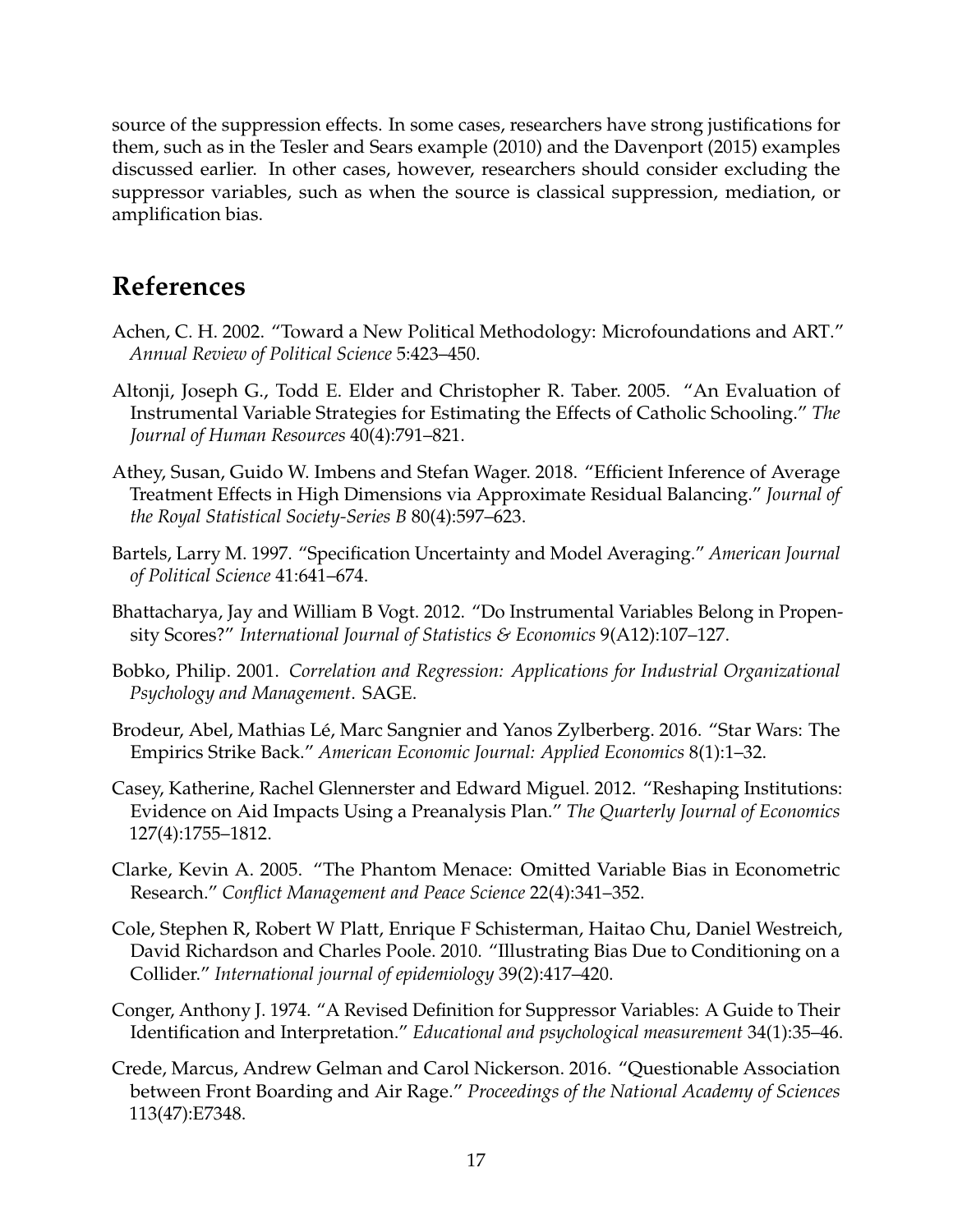source of the suppression effects. In some cases, researchers have strong justifications for them, such as in the Tesler and Sears example (2010) and the Davenport (2015) examples discussed earlier. In other cases, however, researchers should consider excluding the suppressor variables, such as when the source is classical suppression, mediation, or amplification bias.

# References

Achen, C. H. 2002. "Toward a New Political Methodology: Microfoundations and ART." *Annual Review of Political Science* 5:423–450.

Altonji, Joseph G., Todd E. Elder and Christopher R. Taber. 2005. "An Evaluation of Instrumental Variable Strategies for Estimating the Effects of Catholic Schooling." *The Journal of Human Resources* 40(4):791–821.

Athey, Susan, Guido W. Imbens and Stefan Wager. 2018. "Efficient Inference of Average Treatment Effects in High Dimensions via Approximate Residual Balancing." *Journal of the Royal Statistical Society-Series B* 80(4):597–623.

Bartels, Larry M. 1997. "Specification Uncertainty and Model Averaging." *American Journal of Political Science* 41:641–674.

Bhattacharya, Jay and William B Vogt. 2012. "Do Instrumental Variables Belong in Propensity Scores?" *International Journal of Statistics & Economics* 9(A12):107–127.

Bobko, Philip. 2001. *Correlation and Regression: Applications for Industrial Organizational Psychology and Management*. SAGE.

Brodeur, Abel, Mathias Lé, Marc Sangnier and Yanos Zylberberg. 2016. "Star Wars: The Empirics Strike Back." *American Economic Journal: Applied Economics* 8(1):1–32.

Casey, Katherine, Rachel Glennerster and Edward Miguel. 2012. "Reshaping Institutions: Evidence on Aid Impacts Using a Preanalysis Plan." *The Quarterly Journal of Economics* 127(4):1755–1812.

Clarke, Kevin A. 2005. "The Phantom Menace: Omitted Variable Bias in Econometric Research." *Conflict Management and Peace Science* 22(4):341–352.

Cole, Stephen R, Robert W Platt, Enrique F Schisterman, Haitao Chu, Daniel Westreich, David Richardson and Charles Poole. 2010. "Illustrating Bias Due to Conditioning on a Collider." *International journal of epidemiology* 39(2):417–420.

Conger, Anthony J. 1974. "A Revised Definition for Suppressor Variables: A Guide to Their Identification and Interpretation." *Educational and psychological measurement* 34(1):35–46.

Crede, Marcus, Andrew Gelman and Carol Nickerson. 2016. "Questionable Association between Front Boarding and Air Rage." *Proceedings of the National Academy of Sciences* 113(47):E7348.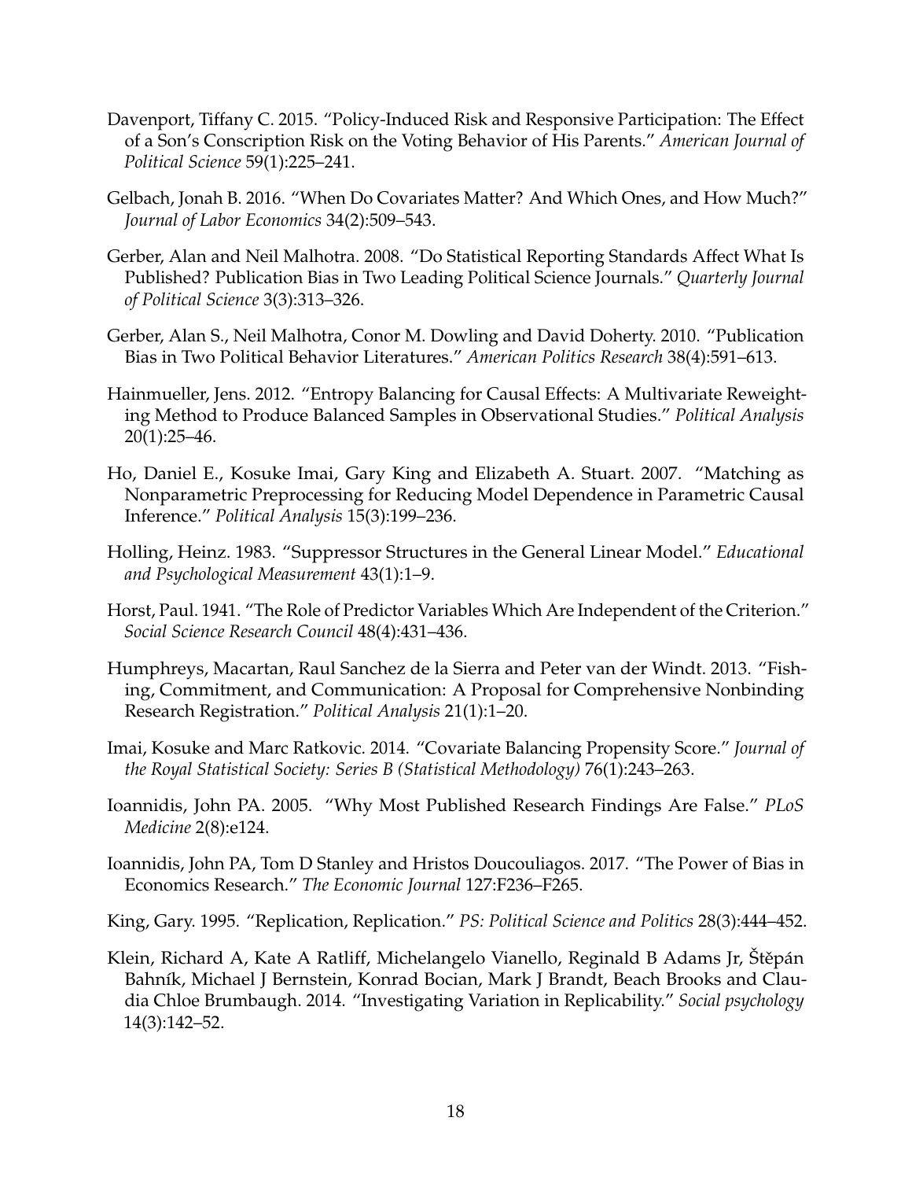Davenport, Tiffany C. 2015. "Policy-Induced Risk and Responsive Participation: The Effect of a Son's Conscription Risk on the Voting Behavior of His Parents." *American Journal of Political Science* 59(1):225–241.

Gelbach, Jonah B. 2016. "When Do Covariates Matter? And Which Ones, and How Much?" *Journal of Labor Economics* 34(2):509–543.

Gerber, Alan and Neil Malhotra. 2008. "Do Statistical Reporting Standards Affect What Is Published? Publication Bias in Two Leading Political Science Journals." *Quarterly Journal of Political Science* 3(3):313–326.

Gerber, Alan S., Neil Malhotra, Conor M. Dowling and David Doherty. 2010. "Publication Bias in Two Political Behavior Literatures." *American Politics Research* 38(4):591–613.

Hainmueller, Jens. 2012. "Entropy Balancing for Causal Effects: A Multivariate Reweighting Method to Produce Balanced Samples in Observational Studies." *Political Analysis* 20(1):25–46.

Ho, Daniel E., Kosuke Imai, Gary King and Elizabeth A. Stuart. 2007. "Matching as Nonparametric Preprocessing for Reducing Model Dependence in Parametric Causal Inference." *Political Analysis* 15(3):199–236.

Holling, Heinz. 1983. "Suppressor Structures in the General Linear Model." *Educational and Psychological Measurement* 43(1):1–9.

Horst, Paul. 1941. "The Role of Predictor Variables Which Are Independent of the Criterion." *Social Science Research Council* 48(4):431–436.

Humphreys, Macartan, Raul Sanchez de la Sierra and Peter van der Windt. 2013. "Fishing, Commitment, and Communication: A Proposal for Comprehensive Nonbinding Research Registration." *Political Analysis* 21(1):1–20.

Imai, Kosuke and Marc Ratkovic. 2014. "Covariate Balancing Propensity Score." *Journal of the Royal Statistical Society: Series B (Statistical Methodology)* 76(1):243–263.

Ioannidis, John PA. 2005. "Why Most Published Research Findings Are False." *PLoS Medicine* 2(8):e124.

Ioannidis, John PA, Tom D Stanley and Hristos Doucouliagos. 2017. "The Power of Bias in Economics Research." *The Economic Journal* 127:F236–F265.

King, Gary. 1995. "Replication, Replication." *PS: Political Science and Politics* 28(3):444–452.

Klein, Richard A, Kate A Ratliff, Michelangelo Vianello, Reginald B Adams Jr, Štěpán Bahník, Michael J Bernstein, Konrad Bocian, Mark J Brandt, Beach Brooks and Claudia Chloe Brumbaugh. 2014. "Investigating Variation in Replicability." *Social psychology* 14(3):142–52.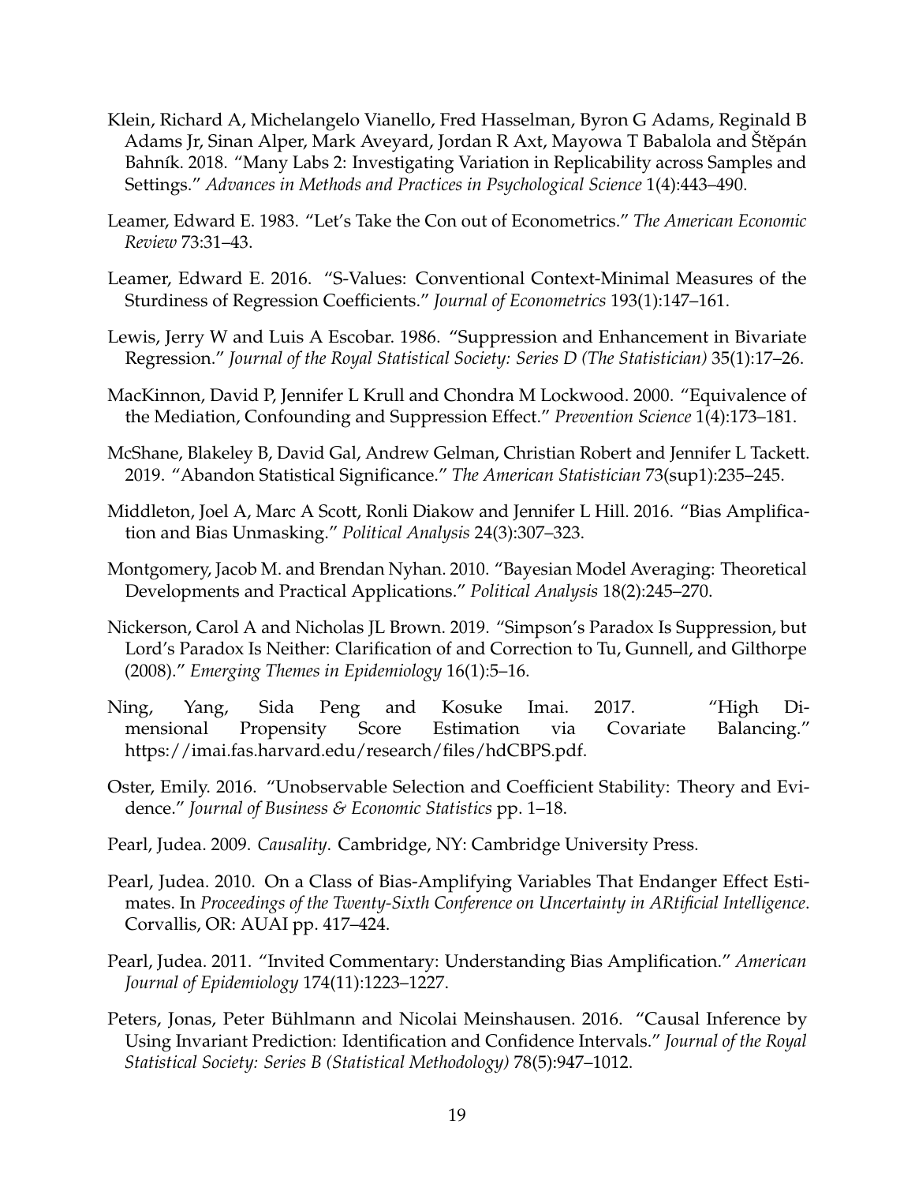Klein, Richard A, Michelangelo Vianello, Fred Hasselman, Byron G Adams, Reginald B Adams Jr, Sinan Alper, Mark Aveyard, Jordan R Axt, Mayowa T Babalola and Štěpán Bahník. 2018. "Many Labs 2: Investigating Variation in Replicability across Samples and Settings." *Advances in Methods and Practices in Psychological Science* 1(4):443–490.

Leamer, Edward E. 1983. "Let's Take the Con out of Econometrics." *The American Economic Review* 73:31–43.

Leamer, Edward E. 2016. "S-Values: Conventional Context-Minimal Measures of the Sturdiness of Regression Coefficients." *Journal of Econometrics* 193(1):147–161.

Lewis, Jerry W and Luis A Escobar. 1986. "Suppression and Enhancement in Bivariate Regression." *Journal of the Royal Statistical Society: Series D (The Statistician)* 35(1):17–26.

MacKinnon, David P, Jennifer L Krull and Chondra M Lockwood. 2000. "Equivalence of the Mediation, Confounding and Suppression Effect." *Prevention Science* 1(4):173–181.

McShane, Blakeley B, David Gal, Andrew Gelman, Christian Robert and Jennifer L Tackett. 2019. "Abandon Statistical Significance." *The American Statistician* 73(sup1):235–245.

Middleton, Joel A, Marc A Scott, Ronli Diakow and Jennifer L Hill. 2016. "Bias Amplification and Bias Unmasking." *Political Analysis* 24(3):307–323.

Montgomery, Jacob M. and Brendan Nyhan. 2010. "Bayesian Model Averaging: Theoretical Developments and Practical Applications." *Political Analysis* 18(2):245–270.

Nickerson, Carol A and Nicholas JL Brown. 2019. "Simpson's Paradox Is Suppression, but Lord's Paradox Is Neither: Clarification of and Correction to Tu, Gunnell, and Gilthorpe (2008)." *Emerging Themes in Epidemiology* 16(1):5–16.

Ning, Yang, Sida Peng and Kosuke Imai. 2017. "High Dimensional Propensity Score Estimation via Covariate Balancing." https://imai.fas.harvard.edu/research/files/hdCBPS.pdf.

Oster, Emily. 2016. "Unobservable Selection and Coefficient Stability: Theory and Evidence." *Journal of Business & Economic Statistics* pp. 1–18.

Pearl, Judea. 2009. *Causality*. Cambridge, NY: Cambridge University Press.

Pearl, Judea. 2010. On a Class of Bias-Amplifying Variables That Endanger Effect Estimates. In *Proceedings of the Twenty-Sixth Conference on Uncertainty in ARtificial Intelligence*. Corvallis, OR: AUAI pp. 417–424.

Pearl, Judea. 2011. "Invited Commentary: Understanding Bias Amplification." *American Journal of Epidemiology* 174(11):1223–1227.

Peters, Jonas, Peter Bühlmann and Nicolai Meinshausen. 2016. "Causal Inference by Using Invariant Prediction: Identification and Confidence Intervals." *Journal of the Royal Statistical Society: Series B (Statistical Methodology)* 78(5):947–1012.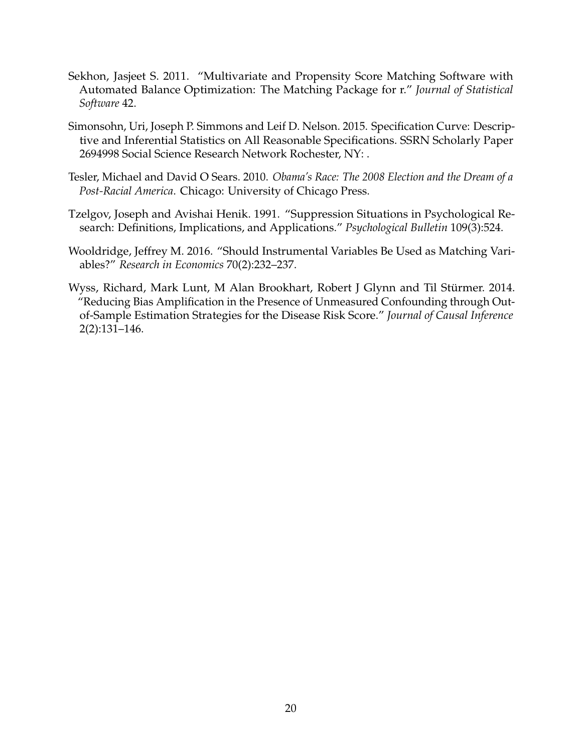Sekhon, Jasjeet S. 2011. "Multivariate and Propensity Score Matching Software with Automated Balance Optimization: The Matching Package for r." *Journal of Statistical Software* 42.

Simonsohn, Uri, Joseph P. Simmons and Leif D. Nelson. 2015. Specification Curve: Descriptive and Inferential Statistics on All Reasonable Specifications. SSRN Scholarly Paper 2694998 Social Science Research Network Rochester, NY: .

Tesler, Michael and David O Sears. 2010. *Obama's Race: The 2008 Election and the Dream of a Post-Racial America*. Chicago: University of Chicago Press.

Tzelgov, Joseph and Avishai Henik. 1991. "Suppression Situations in Psychological Research: Definitions, Implications, and Applications." *Psychological Bulletin* 109(3):524.

Wooldridge, Jeffrey M. 2016. "Should Instrumental Variables Be Used as Matching Variables?" *Research in Economics* 70(2):232–237.

Wyss, Richard, Mark Lunt, M Alan Brookhart, Robert J Glynn and Til Stürmer. 2014. "Reducing Bias Amplification in the Presence of Unmeasured Confounding through Out-of-Sample Estimation Strategies for the Disease Risk Score." *Journal of Causal Inference* 2(2):131–146.